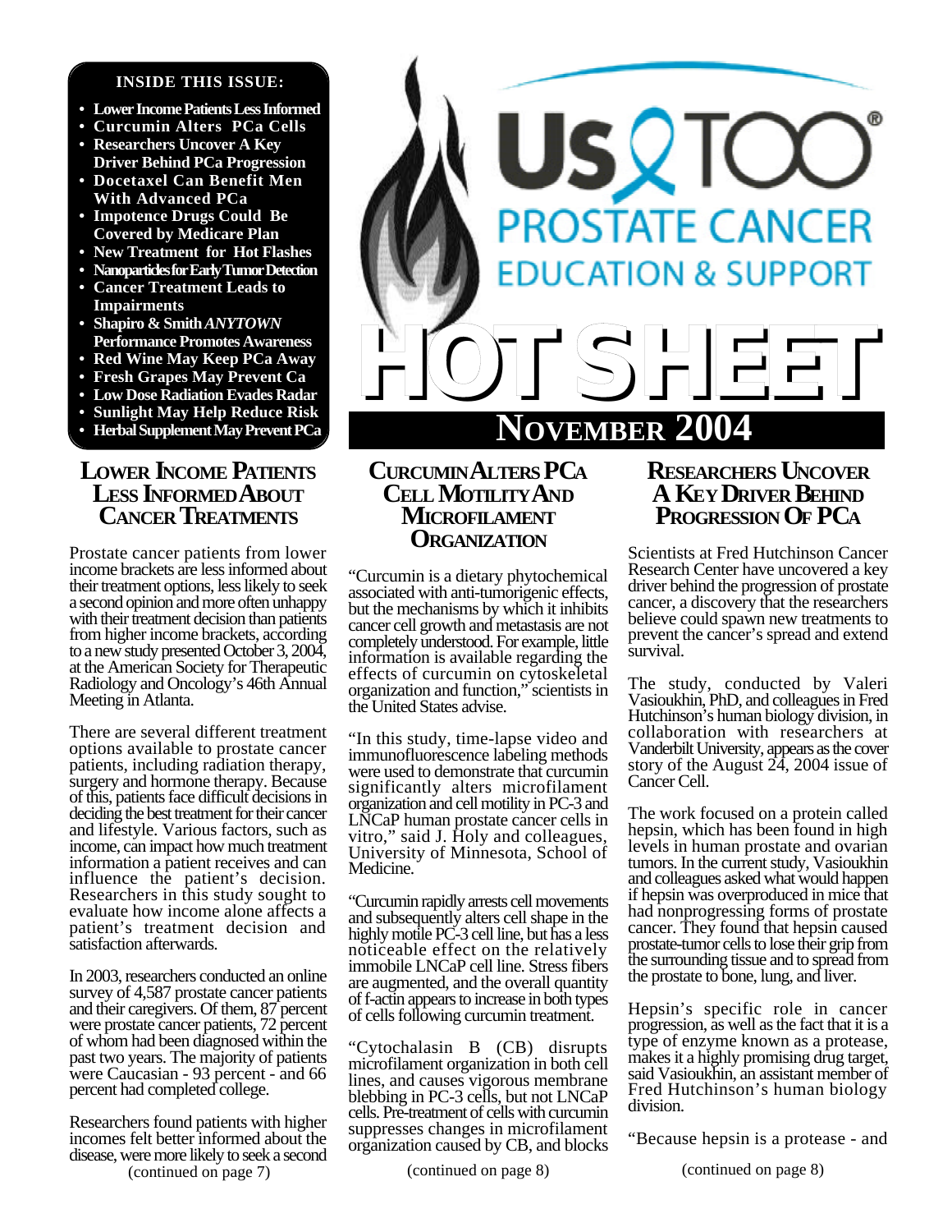# Us TOO® PROSTATE CANCER EDUCATION & SUPPORT

# HOT SHEET

## NOVEMBER 2004

**INSIDE THIS ISSUE:**

- Lower Income Patients Less Informed
- Curcumin Alters PCa Cells
- Researchers Uncover A Key Driver Behind PCa Progression
- Docetaxel Can Benefit Men With Advanced PCa
- Impotence Drugs Could Be Covered by Medicare Plan
- New Treatment for Hot Flashes
- Nanoparticles for Early Tumor Detection
- Cancer Treatment Leads to Impairments
- Shapiro & Smith *ANYTOWN* Performance Promotes Awareness
- Red Wine May Keep PCa Away
- Fresh Grapes May Prevent Ca
- Low Dose Radiation Evades Radar
- Sunlight May Help Reduce Risk
- Herbal Supplement May Prevent PCa

## LOWER INCOME PATIENTS LESS INFORMED ABOUT CANCER TREATMENTS

Prostate cancer patients from lower income brackets are less informed about their treatment options, less likely to seek a second opinion and more often unhappy with their treatment decision than patients from higher income brackets, according to a new study presented October 3, 2004, at the American Society for Therapeutic Radiology and Oncology's 46th Annual Meeting in Atlanta.

There are several different treatment options available to prostate cancer patients, including radiation therapy, surgery and hormone therapy. Because of this, patients face difficult decisions in deciding the best treatment for their cancer and lifestyle. Various factors, such as income, can impact how much treatment information a patient receives and can influence the patient's decision. Researchers in this study sought to evaluate how income alone affects a patient's treatment decision and satisfaction afterwards.

In 2003, researchers conducted an online survey of 4,587 prostate cancer patients and their caregivers. Of them, 87 percent were prostate cancer patients, 72 percent of whom had been diagnosed within the past two years. The majority of patients were Caucasian - 93 percent - and 66 percent had completed college.

Researchers found patients with higher incomes felt better informed about the disease, were more likely to seek a second

(continued on page 7)

## CURCUMIN ALTERS PCA CELL MOTILITY AND MICROFILAMENT ORGANIZATION

"Curcumin is a dietary phytochemical associated with anti-tumorigenic effects, but the mechanisms by which it inhibits cancer cell growth and metastasis are not completely understood. For example, little information is available regarding the effects of curcumin on cytoskeletal organization and function," scientists in the United States advise.

"In this study, time-lapse video and immunofluorescence labeling methods were used to demonstrate that curcumin significantly alters microfilament organization and cell motility in PC-3 and LNCaP human prostate cancer cells in vitro," said J. Holy and colleagues, University of Minnesota, School of Medicine.

"Curcumin rapidly arrests cell movements and subsequently alters cell shape in the highly motile PC-3 cell line, but has a less noticeable effect on the relatively immobile LNCaP cell line. Stress fibers are augmented, and the overall quantity of f-actin appears to increase in both types of cells following curcumin treatment.

"Cytochalasin B (CB) disrupts microfilament organization in both cell lines, and causes vigorous membrane blebbing in PC-3 cells, but not LNCaP cells. Pre-treatment of cells with curcumin suppresses changes in microfilament organization caused by CB, and blocks

(continued on page 8)

## RESEARCHERS UNCOVER A KEY DRIVER BEHIND PROGRESSION OF PCA

Scientists at Fred Hutchinson Cancer Research Center have uncovered a key driver behind the progression of prostate cancer, a discovery that the researchers believe could spawn new treatments to prevent the cancer's spread and extend survival.

The study, conducted by Valeri Vasioukhin, PhD, and colleagues in Fred Hutchinson's human biology division, in collaboration with researchers at Vanderbilt University, appears as the cover story of the August 24, 2004 issue of Cancer Cell.

The work focused on a protein called hepsin, which has been found in high levels in human prostate and ovarian tumors. In the current study, Vasioukhin and colleagues asked what would happen if hepsin was overproduced in mice that had nonprogressing forms of prostate cancer. They found that hepsin caused prostate-tumor cells to lose their grip from the surrounding tissue and to spread from the prostate to bone, lung, and liver.

Hepsin's specific role in cancer progression, as well as the fact that it is a type of enzyme known as a protease, makes it a highly promising drug target, said Vasioukhin, an assistant member of Fred Hutchinson's human biology division.

"Because hepsin is a protease - and

(continued on page 8)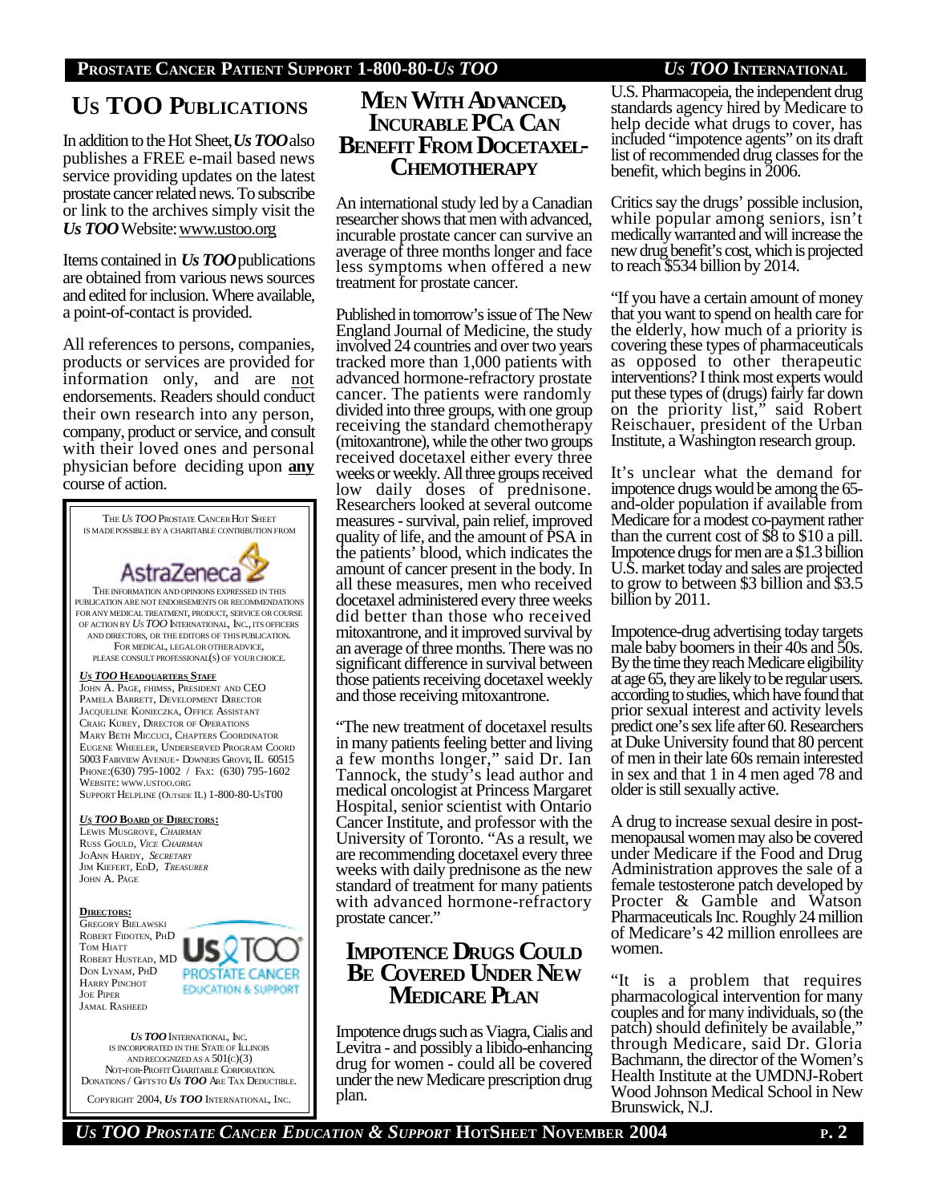# Us TOO Publications

In addition to the Hot Sheet, ***Us TOO*** also publishes a FREE e-mail based news service providing updates on the latest prostate cancer related news. To subscribe or link to the archives simply visit the ***Us TOO*** Website: www.ustoo.org

Items contained in ***Us TOO*** publications are obtained from various news sources and edited for inclusion. Where available, a point-of-contact is provided.

All references to persons, companies, products or services are provided for information only, and are not endorsements. Readers should conduct their own research into any person, company, product or service, and consult with their loved ones and personal physician before deciding upon **any** course of action.

THE *US TOO* PROSTATE CANCER HOT SHEET IS MADE POSSIBLE BY A CHARITABLE CONTRIBUTION FROM

AstraZeneca

THE INFORMATION AND OPINIONS EXPRESSED IN THIS PUBLICATION ARE NOT ENDORSEMENTS OR RECOMMENDATIONS FOR ANY MEDICAL TREATMENT, PRODUCT, SERVICE OR COURSE OF ACTION BY *US TOO* INTERNATIONAL, INC., ITS OFFICERS AND DIRECTORS, OR THE EDITORS OF THIS PUBLICATION. FOR MEDICAL, LEGAL OR OTHER ADVICE, PLEASE CONSULT PROFESSIONAL(S) OF YOUR CHOICE.

***US TOO* HEADQUARTERS STAFF**

JOHN A. PAGE, FHIMSS, PRESIDENT AND CEO
PAMELA BARRETT, DEVELOPMENT DIRECTOR
JACQUELINE KONIECZKA, OFFICE ASSISTANT
CRAIG KUREY, DIRECTOR OF OPERATIONS
MARY BETH MICCUCI, CHAPTERS COORDINATOR
EUGENE WHEELER, UNDERSERVED PROGRAM COORD
5003 FAIRVIEW AVENUE - DOWNERS GROVE, IL 60515
PHONE:(630) 795-1002 / FAX: (630) 795-1602
WEBSITE: WWW.USTOO.ORG
SUPPORT HELPLINE (OUTSIDE IL) 1-800-80-USTOO

***US TOO* BOARD OF DIRECTORS:**

LEWIS MUSGROVE, *CHAIRMAN*
RUSS GOULD, *VICE CHAIRMAN*
JOANN HARDY, *SECRETARY*
JIM KIEFERT, EDD, *TREASURER*
JOHN A. PAGE

**DIRECTORS:**

GREGORY BIELAWSKI
ROBERT FIDOTEN, PHD
TOM HIATT
ROBERT HUSTEAD, MD
DON LYNAM, PHD
HARRY PINCHOT
JOE PIPER
JAMAL RASHEED

Us TOO PROSTATE CANCER EDUCATION & SUPPORT

***US TOO*** INTERNATIONAL, INC. IS INCORPORATED IN THE STATE OF ILLINOIS AND RECOGNIZED AS A 501(C)(3) NOT-FOR-PROFIT CHARITABLE CORPORATION. DONATIONS / GIFTS TO ***US TOO*** ARE TAX DEDUCTIBLE.

COPYRIGHT 2004, ***US TOO*** INTERNATIONAL, INC.

# Men With Advanced, Incurable PCa Can Benefit From Docetaxel-Chemotherapy

An international study led by a Canadian researcher shows that men with advanced, incurable prostate cancer can survive an average of three months longer and face less symptoms when offered a new treatment for prostate cancer.

Published in tomorrow's issue of The New England Journal of Medicine, the study involved 24 countries and over two years tracked more than 1,000 patients with advanced hormone-refractory prostate cancer. The patients were randomly divided into three groups, with one group receiving the standard chemotherapy (mitoxantrone), while the other two groups received docetaxel either every three weeks or weekly. All three groups received low daily doses of prednisone. Researchers looked at several outcome measures - survival, pain relief, improved quality of life, and the amount of PSA in the patients' blood, which indicates the amount of cancer present in the body. In all these measures, men who received docetaxel administered every three weeks did better than those who received mitoxantrone, and it improved survival by an average of three months. There was no significant difference in survival between those patients receiving docetaxel weekly and those receiving mitoxantrone.

"The new treatment of docetaxel results in many patients feeling better and living a few months longer," said Dr. Ian Tannock, the study's lead author and medical oncologist at Princess Margaret Hospital, senior scientist with Ontario Cancer Institute, and professor with the University of Toronto. "As a result, we are recommending docetaxel every three weeks with daily prednisone as the new standard of treatment for many patients with advanced hormone-refractory prostate cancer."

# Impotence Drugs Could Be Covered Under New Medicare Plan

Impotence drugs such as Viagra, Cialis and Levitra - and possibly a libido-enhancing drug for women - could all be covered under the new Medicare prescription drug plan.

U.S. Pharmacopeia, the independent drug standards agency hired by Medicare to help decide what drugs to cover, has included "impotence agents" on its draft list of recommended drug classes for the benefit, which begins in 2006.

Critics say the drugs' possible inclusion, while popular among seniors, isn't medically warranted and will increase the new drug benefit's cost, which is projected to reach $534 billion by 2014.

"If you have a certain amount of money that you want to spend on health care for the elderly, how much of a priority is covering these types of pharmaceuticals as opposed to other therapeutic interventions? I think most experts would put these types of (drugs) fairly far down on the priority list," said Robert Reischauer, president of the Urban Institute, a Washington research group.

It's unclear what the demand for impotence drugs would be among the 65-and-older population if available from Medicare for a modest co-payment rather than the current cost of $8 to $10 a pill. Impotence drugs for men are a $1.3 billion U.S. market today and sales are projected to grow to between $3 billion and $3.5 billion by 2011.

Impotence-drug advertising today targets male baby boomers in their 40s and 50s. By the time they reach Medicare eligibility at age 65, they are likely to be regular users, according to studies, which have found that prior sexual interest and activity levels predict one's sex life after 60. Researchers at Duke University found that 80 percent of men in their late 60s remain interested in sex and that 1 in 4 men aged 78 and older is still sexually active.

A drug to increase sexual desire in post-menopausal women may also be covered under Medicare if the Food and Drug Administration approves the sale of a female testosterone patch developed by Procter & Gamble and Watson Pharmaceuticals Inc. Roughly 24 million of Medicare's 42 million enrollees are women.

"It is a problem that requires pharmacological intervention for many couples and for many individuals, so (the patch) should definitely be available," through Medicare, said Dr. Gloria Bachmann, the director of the Women's Health Institute at the UMDNJ-Robert Wood Johnson Medical School in New Brunswick, N.J.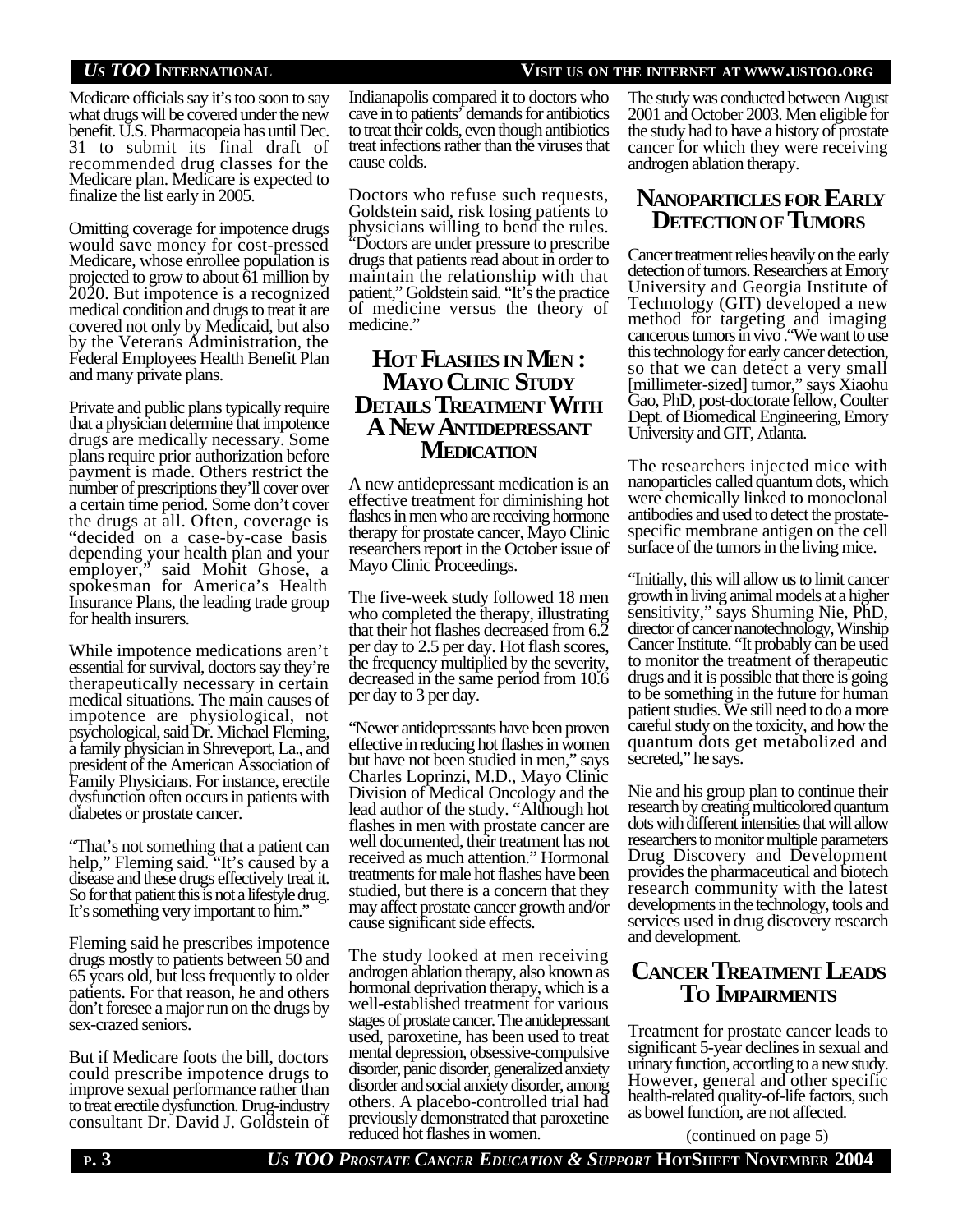Medicare officials say it's too soon to say what drugs will be covered under the new benefit. U.S. Pharmacopeia has until Dec. 31 to submit its final draft of recommended drug classes for the Medicare plan. Medicare is expected to finalize the list early in 2005.

Omitting coverage for impotence drugs would save money for cost-pressed Medicare, whose enrollee population is projected to grow to about 61 million by 2020. But impotence is a recognized medical condition and drugs to treat it are covered not only by Medicaid, but also by the Veterans Administration, the Federal Employees Health Benefit Plan and many private plans.

Private and public plans typically require that a physician determine that impotence drugs are medically necessary. Some plans require prior authorization before payment is made. Others restrict the number of prescriptions they'll cover over a certain time period. Some don't cover the drugs at all. Often, coverage is "decided on a case-by-case basis depending your health plan and your employer," said Mohit Ghose, a spokesman for America's Health Insurance Plans, the leading trade group for health insurers.

While impotence medications aren't essential for survival, doctors say they're therapeutically necessary in certain medical situations. The main causes of impotence are physiological, not psychological, said Dr. Michael Fleming, a family physician in Shreveport, La., and president of the American Association of Family Physicians. For instance, erectile dysfunction often occurs in patients with diabetes or prostate cancer.

"That's not something that a patient can help," Fleming said. "It's caused by a disease and these drugs effectively treat it. So for that patient this is not a lifestyle drug. It's something very important to him."

Fleming said he prescribes impotence drugs mostly to patients between 50 and 65 years old, but less frequently to older patients. For that reason, he and others don't foresee a major run on the drugs by sex-crazed seniors.

But if Medicare foots the bill, doctors could prescribe impotence drugs to improve sexual performance rather than to treat erectile dysfunction. Drug-industry consultant Dr. David J. Goldstein of Indianapolis compared it to doctors who cave in to patients' demands for antibiotics to treat their colds, even though antibiotics treat infections rather than the viruses that cause colds.

Doctors who refuse such requests, Goldstein said, risk losing patients to physicians willing to bend the rules. "Doctors are under pressure to prescribe drugs that patients read about in order to maintain the relationship with that patient," Goldstein said. "It's the practice of medicine versus the theory of medicine."

## Hot Flashes in Men: Mayo Clinic Study Details Treatment With A New Antidepressant Medication

A new antidepressant medication is an effective treatment for diminishing hot flashes in men who are receiving hormone therapy for prostate cancer, Mayo Clinic researchers report in the October issue of Mayo Clinic Proceedings.

The five-week study followed 18 men who completed the therapy, illustrating that their hot flashes decreased from 6.2 per day to 2.5 per day. Hot flash scores, the frequency multiplied by the severity, decreased in the same period from 10.6 per day to 3 per day.

"Newer antidepressants have been proven effective in reducing hot flashes in women but have not been studied in men," says Charles Loprinzi, M.D., Mayo Clinic Division of Medical Oncology and the lead author of the study. "Although hot flashes in men with prostate cancer are well documented, their treatment has not received as much attention." Hormonal treatments for male hot flashes have been studied, but there is a concern that they may affect prostate cancer growth and/or cause significant side effects.

The study looked at men receiving androgen ablation therapy, also known as hormonal deprivation therapy, which is a well-established treatment for various stages of prostate cancer. The antidepressant used, paroxetine, has been used to treat mental depression, obsessive-compulsive disorder, panic disorder, generalized anxiety disorder and social anxiety disorder, among others. A placebo-controlled trial had previously demonstrated that paroxetine reduced hot flashes in women.

The study was conducted between August 2001 and October 2003. Men eligible for the study had to have a history of prostate cancer for which they were receiving androgen ablation therapy.

## Nanoparticles for Early Detection of Tumors

Cancer treatment relies heavily on the early detection of tumors. Researchers at Emory University and Georgia Institute of Technology (GIT) developed a new method for targeting and imaging cancerous tumors in vivo ."We want to use this technology for early cancer detection, so that we can detect a very small [millimeter-sized] tumor," says Xiaohu Gao, PhD, post-doctorate fellow, Coulter Dept. of Biomedical Engineering, Emory University and GIT, Atlanta.

The researchers injected mice with nanoparticles called quantum dots, which were chemically linked to monoclonal antibodies and used to detect the prostate-specific membrane antigen on the cell surface of the tumors in the living mice.

"Initially, this will allow us to limit cancer growth in living animal models at a higher sensitivity," says Shuming Nie, PhD, director of cancer nanotechnology, Winship Cancer Institute. "It probably can be used to monitor the treatment of therapeutic drugs and it is possible that there is going to be something in the future for human patient studies. We still need to do a more careful study on the toxicity, and how the quantum dots get metabolized and secreted," he says.

Nie and his group plan to continue their research by creating multicolored quantum dots with different intensities that will allow researchers to monitor multiple parameters Drug Discovery and Development provides the pharmaceutical and biotech research community with the latest developments in the technology, tools and services used in drug discovery research and development.

## Cancer Treatment Leads To Impairments

Treatment for prostate cancer leads to significant 5-year declines in sexual and urinary function, according to a new study. However, general and other specific health-related quality-of-life factors, such as bowel function, are not affected.

(continued on page 5)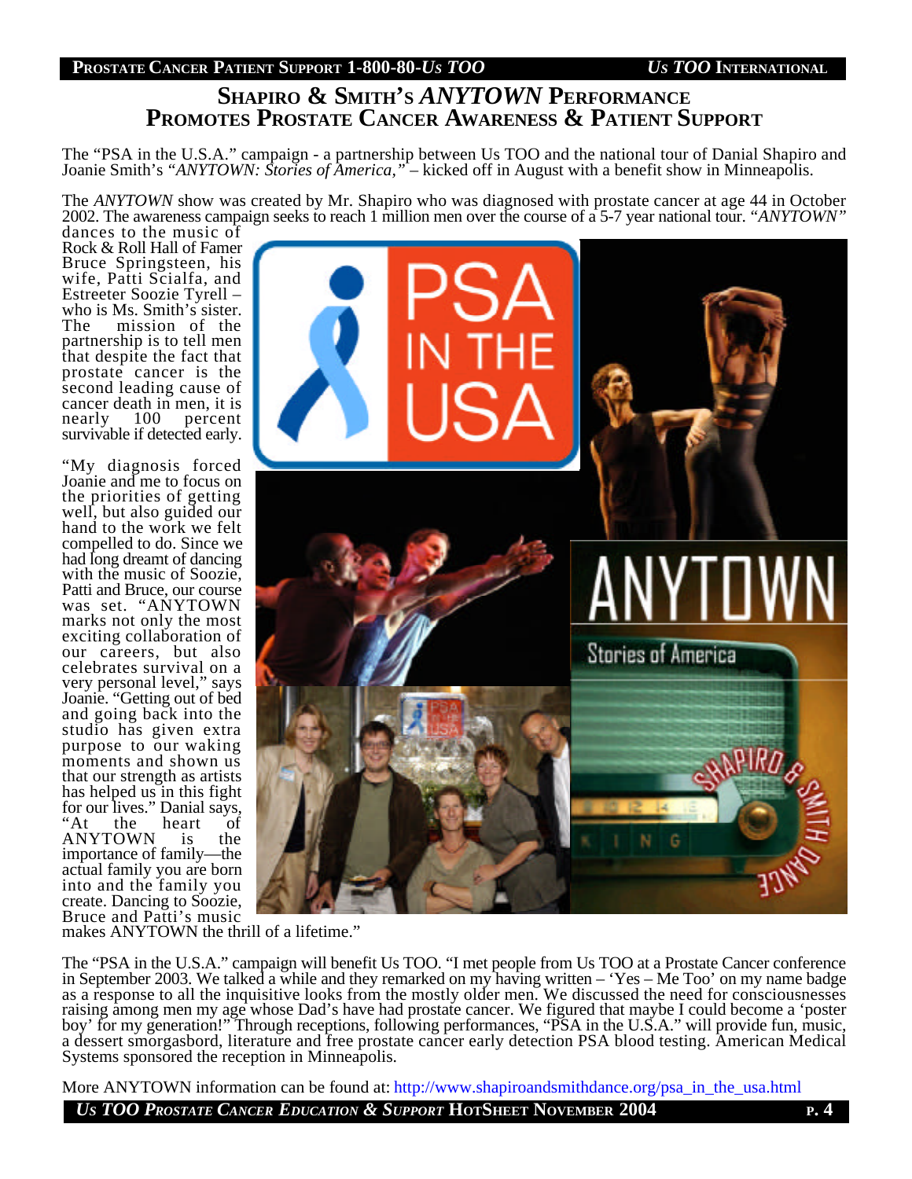# Shapiro & Smith's *ANYTOWN* Performance Promotes Prostate Cancer Awareness & Patient Support

The "PSA in the U.S.A." campaign - a partnership between Us TOO and the national tour of Danial Shapiro and Joanie Smith's *"ANYTOWN: Stories of America,"* – kicked off in August with a benefit show in Minneapolis.

The *ANYTOWN* show was created by Mr. Shapiro who was diagnosed with prostate cancer at age 44 in October 2002. The awareness campaign seeks to reach 1 million men over the course of a 5-7 year national tour. *"ANYTOWN"* dances to the music of Rock & Roll Hall of Famer Bruce Springsteen, his wife, Patti Scialfa, and Estreeter Soozie Tyrell – who is Ms. Smith's sister. The mission of the partnership is to tell men that despite the fact that prostate cancer is the second leading cause of cancer death in men, it is nearly 100 percent survivable if detected early.

"My diagnosis forced Joanie and me to focus on the priorities of getting well, but also guided our hand to the work we felt compelled to do. Since we had long dreamt of dancing with the music of Soozie, Patti and Bruce, our course was set. "ANYTOWN marks not only the most exciting collaboration of our careers, but also celebrates survival on a very personal level," says Joanie. "Getting out of bed and going back into the studio has given extra purpose to our waking moments and shown us that our strength as artists has helped us in this fight for our lives." Danial says, "At the heart of ANYTOWN is the importance of family—the actual family you are born into and the family you create. Dancing to Soozie, Bruce and Patti's music makes ANYTOWN the thrill of a lifetime."

The "PSA in the U.S.A." campaign will benefit Us TOO. "I met people from Us TOO at a Prostate Cancer conference in September 2003. We talked a while and they remarked on my having written – 'Yes – Me Too' on my name badge as a response to all the inquisitive looks from the mostly older men. We discussed the need for consciousnesses raising among men my age whose Dad's have had prostate cancer. We figured that maybe I could become a 'poster boy' for my generation!" Through receptions, following performances, "PSA in the U.S.A." will provide fun, music, a dessert smorgasbord, literature and free prostate cancer early detection PSA blood testing. American Medical Systems sponsored the reception in Minneapolis.

More ANYTOWN information can be found at: http://www.shapiroandsmithdance.org/psa_in_the_usa.html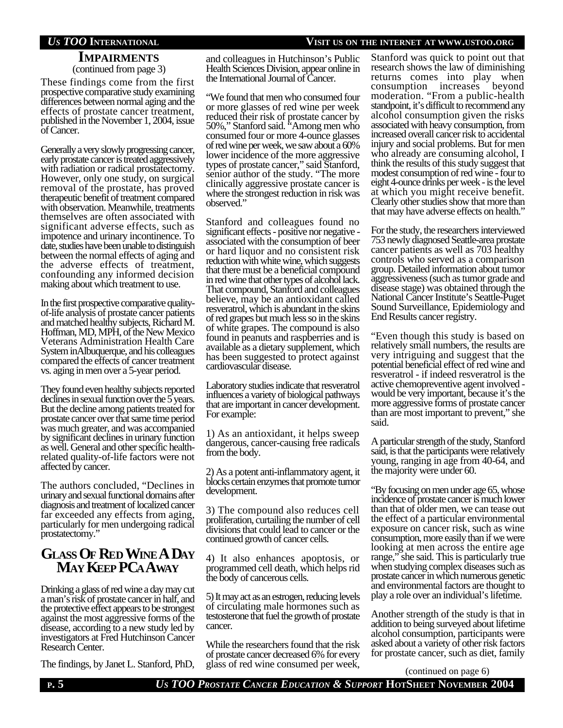## IMPAIRMENTS

(continued from page 3)

These findings come from the first prospective comparative study examining differences between normal aging and the effects of prostate cancer treatment, published in the November 1, 2004, issue of Cancer.

Generally a very slowly progressing cancer, early prostate cancer is treated aggressively with radiation or radical prostatectomy. However, only one study, on surgical removal of the prostate, has proved therapeutic benefit of treatment compared with observation. Meanwhile, treatments themselves are often associated with significant adverse effects, such as impotence and urinary incontinence. To date, studies have been unable to distinguish between the normal effects of aging and the adverse effects of treatment, confounding any informed decision making about which treatment to use.

In the first prospective comparative quality-of-life analysis of prostate cancer patients and matched healthy subjects, Richard M. Hoffman, MD, MPH, of the New Mexico Veterans Administration Health Care System inAlbuquerque, and his colleagues compared the effects of cancer treatment vs. aging in men over a 5-year period.

They found even healthy subjects reported declines in sexual function over the 5 years. But the decline among patients treated for prostate cancer over that same time period was much greater, and was accompanied by significant declines in urinary function as well. General and other specific health-related quality-of-life factors were not affected by cancer.

The authors concluded, "Declines in urinary and sexual functional domains after diagnosis and treatment of localized cancer far exceeded any effects from aging, particularly for men undergoing radical prostatectomy."

## GLASS OF RED WINE A DAY MAY KEEP PCA AWAY

Drinking a glass of red wine a day may cut a man's risk of prostate cancer in half, and the protective effect appears to be strongest against the most aggressive forms of the disease, according to a new study led by investigators at Fred Hutchinson Cancer Research Center.

The findings, by Janet L. Stanford, PhD, and colleagues in Hutchinson's Public Health Sciences Division, appear online in the International Journal of Cancer.

"We found that men who consumed four or more glasses of red wine per week reduced their risk of prostate cancer by 50%," Stanford said. "Among men who consumed four or more 4-ounce glasses of red wine per week, we saw about a 60% lower incidence of the more aggressive types of prostate cancer," said Stanford, senior author of the study. "The more clinically aggressive prostate cancer is where the strongest reduction in risk was observed."

Stanford and colleagues found no significant effects - positive nor negative - associated with the consumption of beer or hard liquor and no consistent risk reduction with white wine, which suggests that there must be a beneficial compound in red wine that other types of alcohol lack. That compound, Stanford and colleagues believe, may be an antioxidant called resveratrol, which is abundant in the skins of red grapes but much less so in the skins of white grapes. The compound is also found in peanuts and raspberries and is available as a dietary supplement, which has been suggested to protect against cardiovascular disease.

Laboratory studies indicate that resveratrol influences a variety of biological pathways that are important in cancer development. For example:

1) As an antioxidant, it helps sweep dangerous, cancer-causing free radicals from the body.

2) As a potent anti-inflammatory agent, it blocks certain enzymes that promote tumor development.

3) The compound also reduces cell proliferation, curtailing the number of cell divisions that could lead to cancer or the continued growth of cancer cells.

4) It also enhances apoptosis, or programmed cell death, which helps rid the body of cancerous cells.

5) It may act as an estrogen, reducing levels of circulating male hormones such as testosterone that fuel the growth of prostate cancer.

While the researchers found that the risk of prostate cancer decreased 6% for every glass of red wine consumed per week, Stanford was quick to point out that research shows the law of diminishing returns comes into play when consumption increases beyond moderation. "From a public-health standpoint, it's difficult to recommend any alcohol consumption given the risks associated with heavy consumption, from increased overall cancer risk to accidental injury and social problems. But for men who already are consuming alcohol, I think the results of this study suggest that modest consumption of red wine - four to eight 4-ounce drinks per week - is the level at which you might receive benefit. Clearly other studies show that more than that may have adverse effects on health."

For the study, the researchers interviewed 753 newly diagnosed Seattle-area prostate cancer patients as well as 703 healthy controls who served as a comparison group. Detailed information about tumor aggressiveness (such as tumor grade and disease stage) was obtained through the National Cancer Institute's Seattle-Puget Sound Surveillance, Epidemiology and End Results cancer registry.

"Even though this study is based on relatively small numbers, the results are very intriguing and suggest that the potential beneficial effect of red wine and resveratrol - if indeed resveratrol is the active chemopreventive agent involved - would be very important, because it's the more aggressive forms of prostate cancer than are most important to prevent," she said.

A particular strength of the study, Stanford said, is that the participants were relatively young, ranging in age from 40-64, and the majority were under 60.

"By focusing on men under age 65, whose incidence of prostate cancer is much lower than that of older men, we can tease out the effect of a particular environmental exposure on cancer risk, such as wine consumption, more easily than if we were looking at men across the entire age range," she said. This is particularly true when studying complex diseases such as prostate cancer in which numerous genetic and environmental factors are thought to play a role over an individual's lifetime.

Another strength of the study is that in addition to being surveyed about lifetime alcohol consumption, participants were asked about a variety of other risk factors for prostate cancer, such as diet, family

(continued on page 6)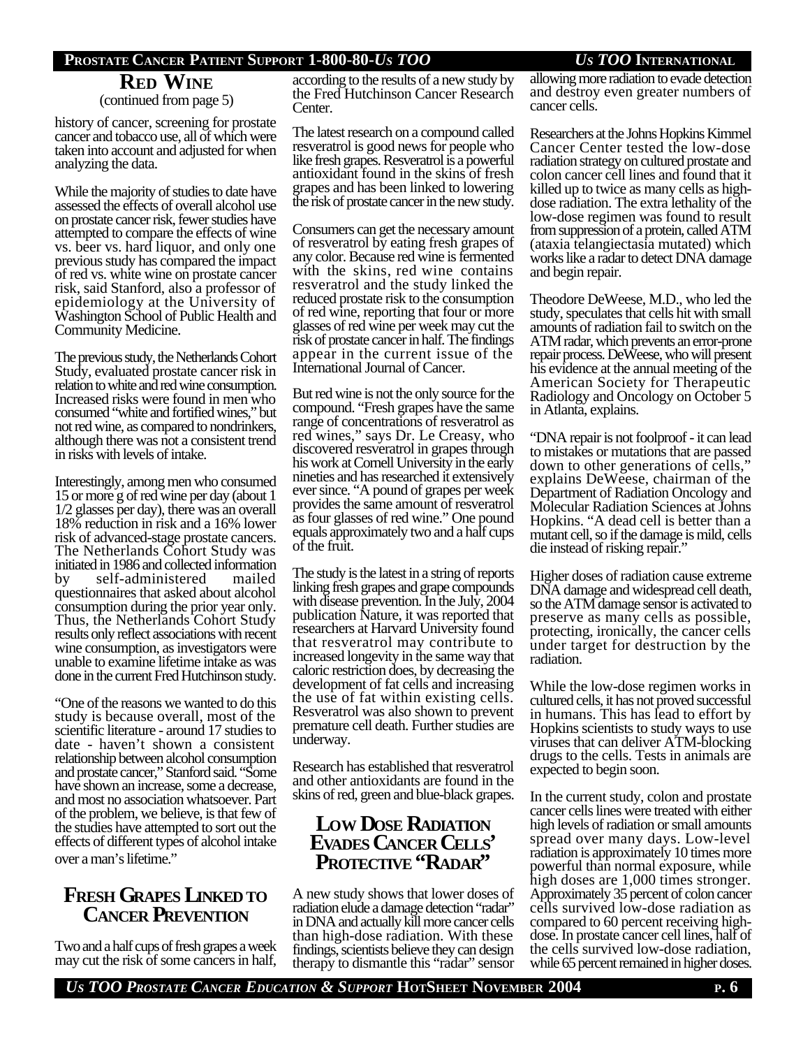## Red Wine

(continued from page 5)

history of cancer, screening for prostate cancer and tobacco use, all of which were taken into account and adjusted for when analyzing the data.

While the majority of studies to date have assessed the effects of overall alcohol use on prostate cancer risk, fewer studies have attempted to compare the effects of wine vs. beer vs. hard liquor, and only one previous study has compared the impact of red vs. white wine on prostate cancer risk, said Stanford, also a professor of epidemiology at the University of Washington School of Public Health and Community Medicine.

The previous study, the Netherlands Cohort Study, evaluated prostate cancer risk in relation to white and red wine consumption. Increased risks were found in men who consumed "white and fortified wines," but not red wine, as compared to nondrinkers, although there was not a consistent trend in risks with levels of intake.

Interestingly, among men who consumed 15 or more g of red wine per day (about 1 1/2 glasses per day), there was an overall 18% reduction in risk and a 16% lower risk of advanced-stage prostate cancers. The Netherlands Cohort Study was initiated in 1986 and collected information by self-administered mailed questionnaires that asked about alcohol consumption during the prior year only. Thus, the Netherlands Cohort Study results only reflect associations with recent wine consumption, as investigators were unable to examine lifetime intake as was done in the current Fred Hutchinson study.

"One of the reasons we wanted to do this study is because overall, most of the scientific literature - around 17 studies to date - haven't shown a consistent relationship between alcohol consumption and prostate cancer," Stanford said. "Some have shown an increase, some a decrease, and most no association whatsoever. Part of the problem, we believe, is that few of the studies have attempted to sort out the effects of different types of alcohol intake over a man's lifetime."

## Fresh Grapes Linked to Cancer Prevention

Two and a half cups of fresh grapes a week may cut the risk of some cancers in half, according to the results of a new study by the Fred Hutchinson Cancer Research Center.

The latest research on a compound called resveratrol is good news for people who like fresh grapes. Resveratrol is a powerful antioxidant found in the skins of fresh grapes and has been linked to lowering the risk of prostate cancer in the new study.

Consumers can get the necessary amount of resveratrol by eating fresh grapes of any color. Because red wine is fermented with the skins, red wine contains resveratrol and the study linked the reduced prostate risk to the consumption of red wine, reporting that four or more glasses of red wine per week may cut the risk of prostate cancer in half. The findings appear in the current issue of the International Journal of Cancer.

But red wine is not the only source for the compound. "Fresh grapes have the same range of concentrations of resveratrol as red wines," says Dr. Le Creasy, who discovered resveratrol in grapes through his work at Cornell University in the early nineties and has researched it extensively ever since. "A pound of grapes per week provides the same amount of resveratrol as four glasses of red wine." One pound equals approximately two and a half cups of the fruit.

The study is the latest in a string of reports linking fresh grapes and grape compounds with disease prevention. In the July, 2004 publication Nature, it was reported that researchers at Harvard University found that resveratrol may contribute to increased longevity in the same way that caloric restriction does, by decreasing the development of fat cells and increasing the use of fat within existing cells. Resveratrol was also shown to prevent premature cell death. Further studies are underway.

Research has established that resveratrol and other antioxidants are found in the skins of red, green and blue-black grapes.

## Low Dose Radiation Evades Cancer Cells' Protective "Radar"

A new study shows that lower doses of radiation elude a damage detection "radar" in DNA and actually kill more cancer cells than high-dose radiation. With these findings, scientists believe they can design therapy to dismantle this "radar" sensor allowing more radiation to evade detection and destroy even greater numbers of cancer cells.

Researchers at the Johns Hopkins Kimmel Cancer Center tested the low-dose radiation strategy on cultured prostate and colon cancer cell lines and found that it killed up to twice as many cells as high-dose radiation. The extra lethality of the low-dose regimen was found to result from suppression of a protein, called ATM (ataxia telangiectasia mutated) which works like a radar to detect DNA damage and begin repair.

Theodore DeWeese, M.D., who led the study, speculates that cells hit with small amounts of radiation fail to switch on the ATM radar, which prevents an error-prone repair process. DeWeese, who will present his evidence at the annual meeting of the American Society for Therapeutic Radiology and Oncology on October 5 in Atlanta, explains.

"DNA repair is not foolproof - it can lead to mistakes or mutations that are passed down to other generations of cells," explains DeWeese, chairman of the Department of Radiation Oncology and Molecular Radiation Sciences at Johns Hopkins. "A dead cell is better than a mutant cell, so if the damage is mild, cells die instead of risking repair."

Higher doses of radiation cause extreme DNA damage and widespread cell death, so the ATM damage sensor is activated to preserve as many cells as possible, protecting, ironically, the cancer cells under target for destruction by the radiation.

While the low-dose regimen works in cultured cells, it has not proved successful in humans. This has lead to effort by Hopkins scientists to study ways to use viruses that can deliver ATM-blocking drugs to the cells. Tests in animals are expected to begin soon.

In the current study, colon and prostate cancer cells lines were treated with either high levels of radiation or small amounts spread over many days. Low-level radiation is approximately 10 times more powerful than normal exposure, while high doses are 1,000 times stronger. Approximately 35 percent of colon cancer cells survived low-dose radiation as compared to 60 percent receiving high-dose. In prostate cancer cell lines, half of the cells survived low-dose radiation, while 65 percent remained in higher doses.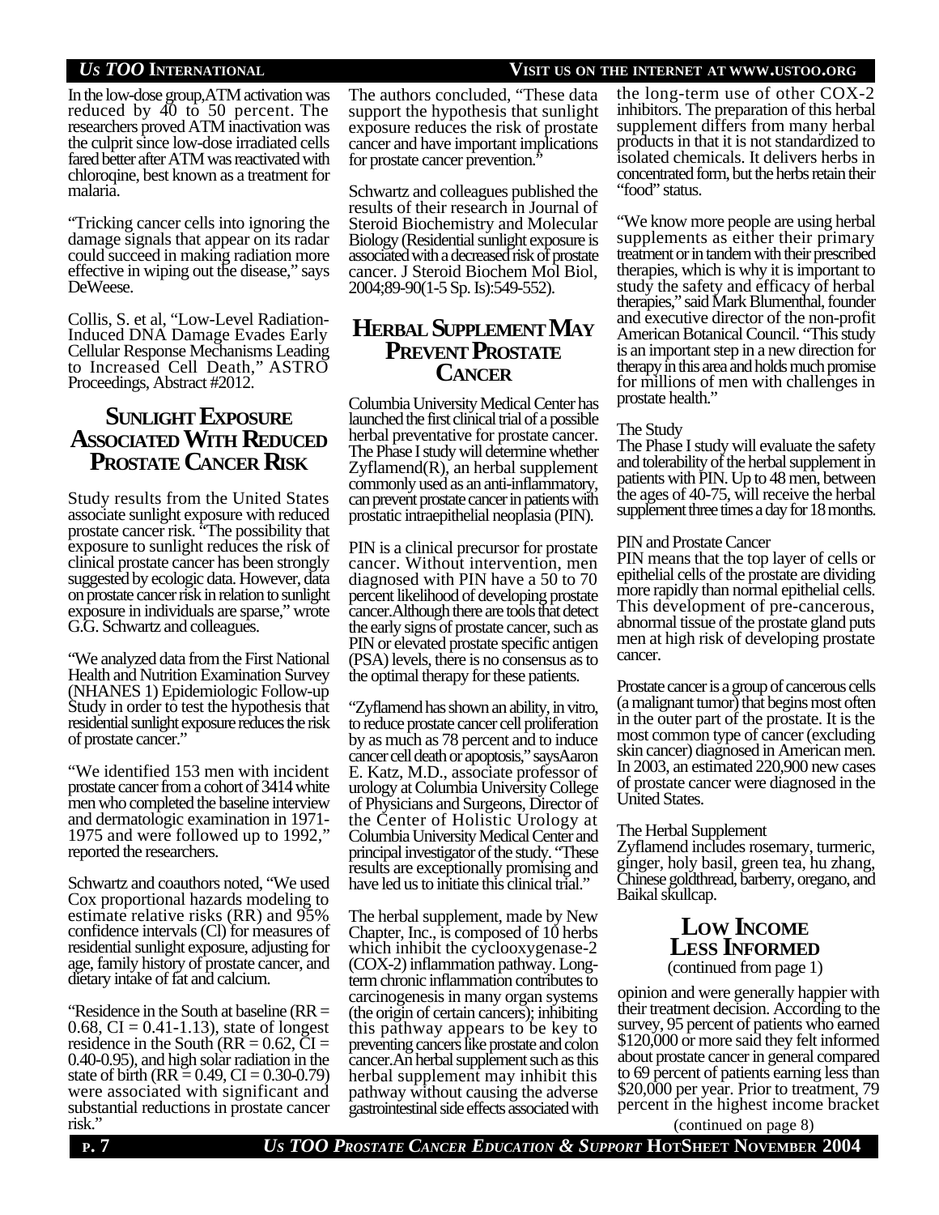In the low-dose group, ATM activation was reduced by 40 to 50 percent. The researchers proved ATM inactivation was the culprit since low-dose irradiated cells fared better after ATM was reactivated with chloroqine, best known as a treatment for malaria.

"Tricking cancer cells into ignoring the damage signals that appear on its radar could succeed in making radiation more effective in wiping out the disease," says DeWeese.

Collis, S. et al, "Low-Level Radiation-Induced DNA Damage Evades Early Cellular Response Mechanisms Leading to Increased Cell Death," ASTRO Proceedings, Abstract #2012.

## Sunlight Exposure Associated With Reduced Prostate Cancer Risk

Study results from the United States associate sunlight exposure with reduced prostate cancer risk. "The possibility that exposure to sunlight reduces the risk of clinical prostate cancer has been strongly suggested by ecologic data. However, data on prostate cancer risk in relation to sunlight exposure in individuals are sparse," wrote G.G. Schwartz and colleagues.

"We analyzed data from the First National Health and Nutrition Examination Survey (NHANES 1) Epidemiologic Follow-up Study in order to test the hypothesis that residential sunlight exposure reduces the risk of prostate cancer."

"We identified 153 men with incident prostate cancer from a cohort of 3414 white men who completed the baseline interview and dermatologic examination in 1971-1975 and were followed up to 1992," reported the researchers.

Schwartz and coauthors noted, "We used Cox proportional hazards modeling to estimate relative risks (RR) and 95% confidence intervals (Cl) for measures of residential sunlight exposure, adjusting for age, family history of prostate cancer, and dietary intake of fat and calcium.

"Residence in the South at baseline (RR = 0.68, CI = 0.41-1.13), state of longest residence in the South (RR = 0.62, CI = 0.40-0.95), and high solar radiation in the state of birth (RR = 0.49, CI = 0.30-0.79) were associated with significant and substantial reductions in prostate cancer risk."

The authors concluded, "These data support the hypothesis that sunlight exposure reduces the risk of prostate cancer and have important implications for prostate cancer prevention."

Schwartz and colleagues published the results of their research in Journal of Steroid Biochemistry and Molecular Biology (Residential sunlight exposure is associated with a decreased risk of prostate cancer. J Steroid Biochem Mol Biol, 2004;89-90(1-5 Sp. Is):549-552).

## Herbal Supplement May Prevent Prostate Cancer

Columbia University Medical Center has launched the first clinical trial of a possible herbal preventative for prostate cancer. The Phase I study will determine whether Zyflamend(R), an herbal supplement commonly used as an anti-inflammatory, can prevent prostate cancer in patients with prostatic intraepithelial neoplasia (PIN).

PIN is a clinical precursor for prostate cancer. Without intervention, men diagnosed with PIN have a 50 to 70 percent likelihood of developing prostate cancer. Although there are tools that detect the early signs of prostate cancer, such as PIN or elevated prostate specific antigen (PSA) levels, there is no consensus as to the optimal therapy for these patients.

"Zyflamend has shown an ability, in vitro, to reduce prostate cancer cell proliferation by as much as 78 percent and to induce cancer cell death or apoptosis," says Aaron E. Katz, M.D., associate professor of urology at Columbia University College of Physicians and Surgeons, Director of the Center of Holistic Urology at Columbia University Medical Center and principal investigator of the study. "These results are exceptionally promising and have led us to initiate this clinical trial."

The herbal supplement, made by New Chapter, Inc., is composed of 10 herbs which inhibit the cyclooxygenase-2 (COX-2) inflammation pathway. Long-term chronic inflammation contributes to carcinogenesis in many organ systems (the origin of certain cancers); inhibiting this pathway appears to be key to preventing cancers like prostate and colon cancer. An herbal supplement such as this herbal supplement may inhibit this pathway without causing the adverse gastrointestinal side effects associated with the long-term use of other COX-2 inhibitors. The preparation of this herbal supplement differs from many herbal products in that it is not standardized to isolated chemicals. It delivers herbs in concentrated form, but the herbs retain their "food" status.

"We know more people are using herbal supplements as either their primary treatment or in tandem with their prescribed therapies, which is why it is important to study the safety and efficacy of herbal therapies," said Mark Blumenthal, founder and executive director of the non-profit American Botanical Council. "This study is an important step in a new direction for therapy in this area and holds much promise for millions of men with challenges in prostate health."

The Study

The Phase I study will evaluate the safety and tolerability of the herbal supplement in patients with PIN. Up to 48 men, between the ages of 40-75, will receive the herbal supplement three times a day for 18 months.

PIN and Prostate Cancer

PIN means that the top layer of cells or epithelial cells of the prostate are dividing more rapidly than normal epithelial cells. This development of pre-cancerous, abnormal tissue of the prostate gland puts men at high risk of developing prostate cancer.

Prostate cancer is a group of cancerous cells (a malignant tumor) that begins most often in the outer part of the prostate. It is the most common type of cancer (excluding skin cancer) diagnosed in American men. In 2003, an estimated 220,900 new cases of prostate cancer were diagnosed in the United States.

The Herbal Supplement

Zyflamend includes rosemary, turmeric, ginger, holy basil, green tea, hu zhang, Chinese goldthread, barberry, oregano, and Baikal skullcap.

## Low Income Less Informed

(continued from page 1)

opinion and were generally happier with their treatment decision. According to the survey, 95 percent of patients who earned $120,000 or more said they felt informed about prostate cancer in general compared to 69 percent of patients earning less than $20,000 per year. Prior to treatment, 79 percent in the highest income bracket

(continued on page 8)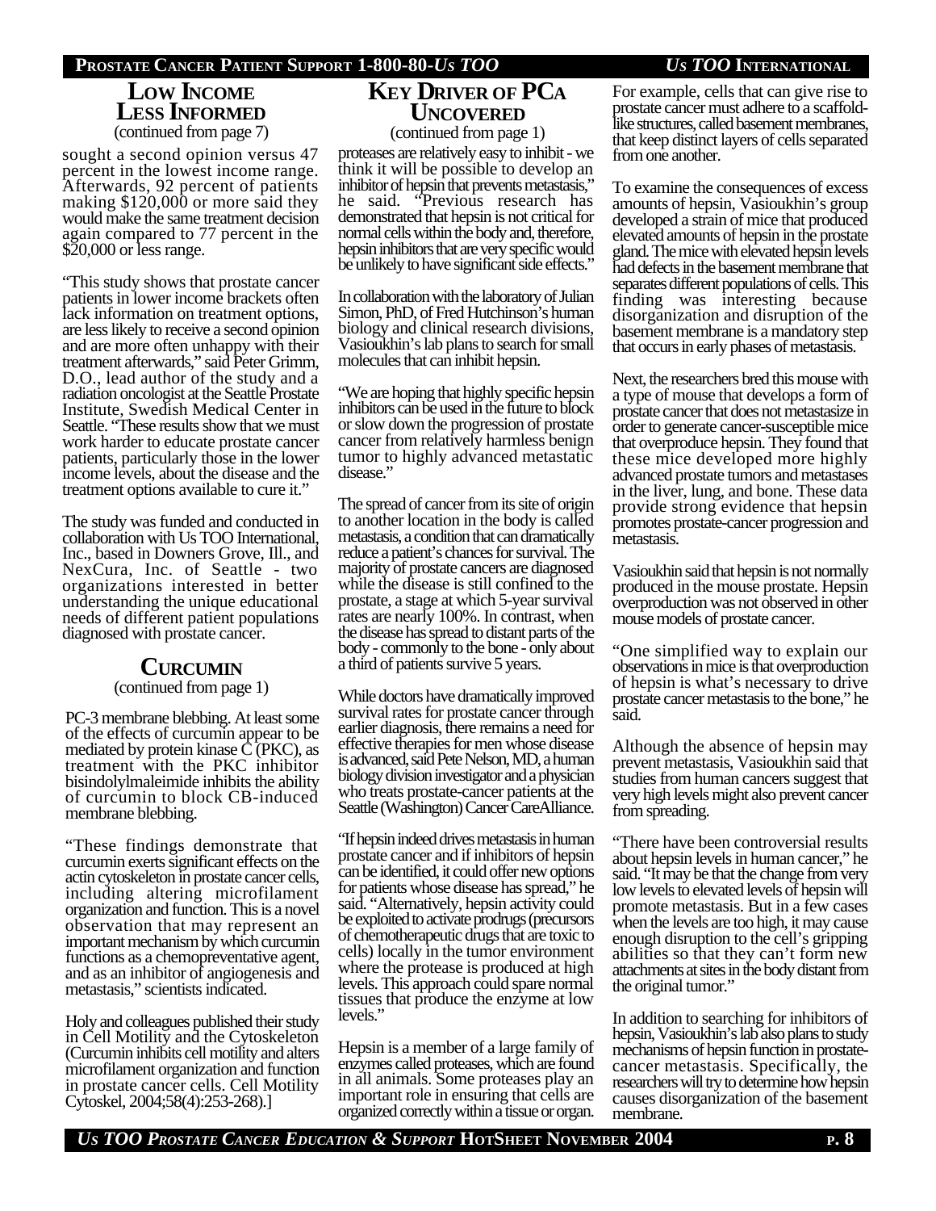## Low Income Less Informed

(continued from page 7)

sought a second opinion versus 47 percent in the lowest income range. Afterwards, 92 percent of patients making $120,000 or more said they would make the same treatment decision again compared to 77 percent in the $20,000 or less range.

"This study shows that prostate cancer patients in lower income brackets often lack information on treatment options, are less likely to receive a second opinion and are more often unhappy with their treatment afterwards," said Peter Grimm, D.O., lead author of the study and a radiation oncologist at the Seattle Prostate Institute, Swedish Medical Center in Seattle. "These results show that we must work harder to educate prostate cancer patients, particularly those in the lower income levels, about the disease and the treatment options available to cure it."

The study was funded and conducted in collaboration with Us TOO International, Inc., based in Downers Grove, Ill., and NexCura, Inc. of Seattle - two organizations interested in better understanding the unique educational needs of different patient populations diagnosed with prostate cancer.

## Curcumin

(continued from page 1)

PC-3 membrane blebbing. At least some of the effects of curcumin appear to be mediated by protein kinase C (PKC), as treatment with the PKC inhibitor bisindolylmaleimide inhibits the ability of curcumin to block CB-induced membrane blebbing.

"These findings demonstrate that curcumin exerts significant effects on the actin cytoskeleton in prostate cancer cells, including altering microfilament organization and function. This is a novel observation that may represent an important mechanism by which curcumin functions as a chemopreventative agent, and as an inhibitor of angiogenesis and metastasis," scientists indicated.

Holy and colleagues published their study in Cell Motility and the Cytoskeleton (Curcumin inhibits cell motility and alters microfilament organization and function in prostate cancer cells. Cell Motility Cytoskel, 2004;58(4):253-268).]

## Key Driver of PCa Uncovered

(continued from page 1)

proteases are relatively easy to inhibit - we think it will be possible to develop an inhibitor of hepsin that prevents metastasis," he said. "Previous research has demonstrated that hepsin is not critical for normal cells within the body and, therefore, hepsin inhibitors that are very specific would be unlikely to have significant side effects."

In collaboration with the laboratory of Julian Simon, PhD, of Fred Hutchinson's human biology and clinical research divisions, Vasioukhin's lab plans to search for small molecules that can inhibit hepsin.

"We are hoping that highly specific hepsin inhibitors can be used in the future to block or slow down the progression of prostate cancer from relatively harmless benign tumor to highly advanced metastatic disease."

The spread of cancer from its site of origin to another location in the body is called metastasis, a condition that can dramatically reduce a patient's chances for survival. The majority of prostate cancers are diagnosed while the disease is still confined to the prostate, a stage at which 5-year survival rates are nearly 100%. In contrast, when the disease has spread to distant parts of the body - commonly to the bone - only about a third of patients survive 5 years.

While doctors have dramatically improved survival rates for prostate cancer through earlier diagnosis, there remains a need for effective therapies for men whose disease is advanced, said Pete Nelson, MD, a human biology division investigator and a physician who treats prostate-cancer patients at the Seattle (Washington) Cancer CareAlliance.

"If hepsin indeed drives metastasis in human prostate cancer and if inhibitors of hepsin can be identified, it could offer new options for patients whose disease has spread," he said. "Alternatively, hepsin activity could be exploited to activate prodrugs (precursors of chemotherapeutic drugs that are toxic to cells) locally in the tumor environment where the protease is produced at high levels. This approach could spare normal tissues that produce the enzyme at low levels."

Hepsin is a member of a large family of enzymes called proteases, which are found in all animals. Some proteases play an important role in ensuring that cells are organized correctly within a tissue or organ. For example, cells that can give rise to prostate cancer must adhere to a scaffold-like structures, called basement membranes, that keep distinct layers of cells separated from one another.

To examine the consequences of excess amounts of hepsin, Vasioukhin's group developed a strain of mice that produced elevated amounts of hepsin in the prostate gland. The mice with elevated hepsin levels had defects in the basement membrane that separates different populations of cells. This finding was interesting because disorganization and disruption of the basement membrane is a mandatory step that occurs in early phases of metastasis.

Next, the researchers bred this mouse with a type of mouse that develops a form of prostate cancer that does not metastasize in order to generate cancer-susceptible mice that overproduce hepsin. They found that these mice developed more highly advanced prostate tumors and metastases in the liver, lung, and bone. These data provide strong evidence that hepsin promotes prostate-cancer progression and metastasis.

Vasioukhin said that hepsin is not normally produced in the mouse prostate. Hepsin overproduction was not observed in other mouse models of prostate cancer.

"One simplified way to explain our observations in mice is that overproduction of hepsin is what's necessary to drive prostate cancer metastasis to the bone," he said.

Although the absence of hepsin may prevent metastasis, Vasioukhin said that studies from human cancers suggest that very high levels might also prevent cancer from spreading.

"There have been controversial results about hepsin levels in human cancer," he said. "It may be that the change from very low levels to elevated levels of hepsin will promote metastasis. But in a few cases when the levels are too high, it may cause enough disruption to the cell's gripping abilities so that they can't form new attachments at sites in the body distant from the original tumor."

In addition to searching for inhibitors of hepsin, Vasioukhin's lab also plans to study mechanisms of hepsin function in prostate-cancer metastasis. Specifically, the researchers will try to determine how hepsin causes disorganization of the basement membrane.